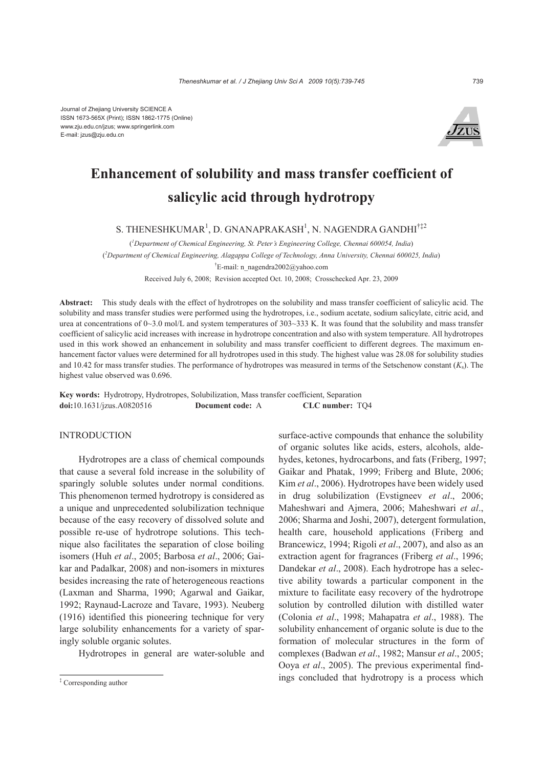Journal of Zhejiang University SCIENCE A
ISSN 1673-565X (Print); ISSN 1862-1775 (Online)
www.zju.edu.cn/jzus; www.springerlink.com
E-mail: jzus@zju.edu.cn

# Enhancement of solubility and mass transfer coefficient of salicylic acid through hydrotropy

S. THENESHKUMAR[1], D. GNANAPRAKASH[1], N. NAGENDRA GANDHI[†‡2]

([1]Department of Chemical Engineering, St. Peter's Engineering College, Chennai 600054, India)

([2]Department of Chemical Engineering, Alagappa College of Technology, Anna University, Chennai 600025, India)

[†]E-mail: n_nagendra2002@yahoo.com

Received July 6, 2008; Revision accepted Oct. 10, 2008; Crosschecked Apr. 23, 2009

**Abstract:** This study deals with the effect of hydrotropes on the solubility and mass transfer coefficient of salicylic acid. The solubility and mass transfer studies were performed using the hydrotropes, i.e., sodium acetate, sodium salicylate, citric acid, and urea at concentrations of 0~3.0 mol/L and system temperatures of 303~333 K. It was found that the solubility and mass transfer coefficient of salicylic acid increases with increase in hydrotrope concentration and also with system temperature. All hydrotropes used in this work showed an enhancement in solubility and mass transfer coefficient to different degrees. The maximum enhancement factor values were determined for all hydrotropes used in this study. The highest value was 28.08 for solubility studies and 10.42 for mass transfer studies. The performance of hydrotropes was measured in terms of the Setschenow constant ($K_s$). The highest value observed was 0.696.

**Key words:** Hydrotropy, Hydrotropes, Solubilization, Mass transfer coefficient, Separation

**doi:**10.1631/jzus.A0820516 **Document code:** A **CLC number:** TQ4

## INTRODUCTION

Hydrotropes are a class of chemical compounds that cause a several fold increase in the solubility of sparingly soluble solutes under normal conditions. This phenomenon termed hydrotropy is considered as a unique and unprecedented solubilization technique because of the easy recovery of dissolved solute and possible re-use of hydrotrope solutions. This technique also facilitates the separation of close boiling isomers (Huh *et al*., 2005; Barbosa *et al*., 2006; Gaikar and Padalkar, 2008) and non-isomers in mixtures besides increasing the rate of heterogeneous reactions (Laxman and Sharma, 1990; Agarwal and Gaikar, 1992; Raynaud-Lacroze and Tavare, 1993). Neuberg (1916) identified this pioneering technique for very large solubility enhancements for a variety of sparingly soluble organic solutes.

Hydrotropes in general are water-soluble and surface-active compounds that enhance the solubility of organic solutes like acids, esters, alcohols, aldehydes, ketones, hydrocarbons, and fats (Friberg, 1997; Gaikar and Phatak, 1999; Friberg and Blute, 2006; Kim *et al*., 2006). Hydrotropes have been widely used in drug solubilization (Evstigneev *et al*., 2006; Maheshwari and Ajmera, 2006; Maheshwari *et al*., 2006; Sharma and Joshi, 2007), detergent formulation, health care, household applications (Friberg and Brancewicz, 1994; Rigoli *et al*., 2007), and also as an extraction agent for fragrances (Friberg *et al*., 1996; Dandekar *et al*., 2008). Each hydrotrope has a selective ability towards a particular component in the mixture to facilitate easy recovery of the hydrotrope solution by controlled dilution with distilled water (Colonia *et al*., 1998; Mahapatra *et al*., 1988). The solubility enhancement of organic solute is due to the formation of molecular structures in the form of complexes (Badwan *et al*., 1982; Mansur *et al*., 2005; Ooya *et al*., 2005). The previous experimental findings concluded that hydrotropy is a process which

[‡] Corresponding author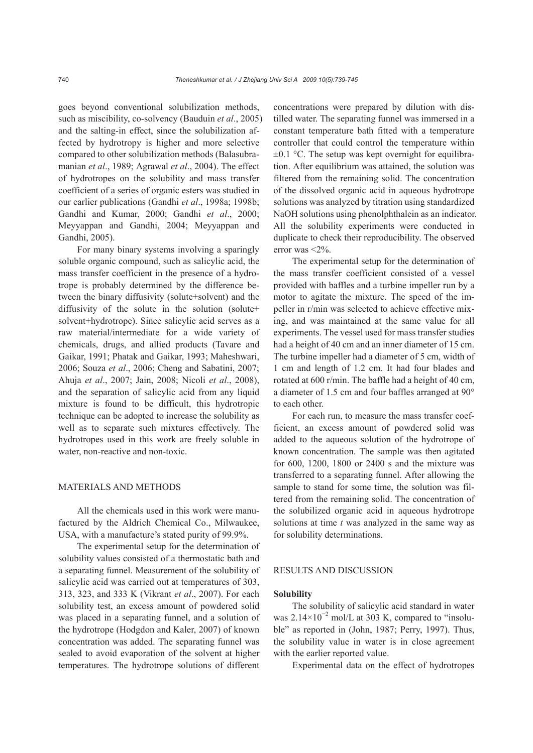goes beyond conventional solubilization methods, such as miscibility, co-solvency (Bauduin *et al*., 2005) and the salting-in effect, since the solubilization affected by hydrotropy is higher and more selective compared to other solubilization methods (Balasubramanian *et al*., 1989; Agrawal *et al*., 2004). The effect of hydrotropes on the solubility and mass transfer coefficient of a series of organic esters was studied in our earlier publications (Gandhi *et al*., 1998a; 1998b; Gandhi and Kumar, 2000; Gandhi *et al*., 2000; Meyyappan and Gandhi, 2004; Meyyappan and Gandhi, 2005).

For many binary systems involving a sparingly soluble organic compound, such as salicylic acid, the mass transfer coefficient in the presence of a hydrotrope is probably determined by the difference between the binary diffusivity (solute+solvent) and the diffusivity of the solute in the solution (solute+solvent+hydrotrope). Since salicylic acid serves as a raw material/intermediate for a wide variety of chemicals, drugs, and allied products (Tavare and Gaikar, 1991; Phatak and Gaikar, 1993; Maheshwari, 2006; Souza *et al*., 2006; Cheng and Sabatini, 2007; Ahuja *et al*., 2007; Jain, 2008; Nicoli *et al*., 2008), and the separation of salicylic acid from any liquid mixture is found to be difficult, this hydrotropic technique can be adopted to increase the solubility as well as to separate such mixtures effectively. The hydrotropes used in this work are freely soluble in water, non-reactive and non-toxic.

## MATERIALS AND METHODS

All the chemicals used in this work were manufactured by the Aldrich Chemical Co., Milwaukee, USA, with a manufacture's stated purity of 99.9%.

The experimental setup for the determination of solubility values consisted of a thermostatic bath and a separating funnel. Measurement of the solubility of salicylic acid was carried out at temperatures of 303, 313, 323, and 333 K (Vikrant *et al*., 2007). For each solubility test, an excess amount of powdered solid was placed in a separating funnel, and a solution of the hydrotrope (Hodgdon and Kaler, 2007) of known concentration was added. The separating funnel was sealed to avoid evaporation of the solvent at higher temperatures. The hydrotrope solutions of different concentrations were prepared by dilution with distilled water. The separating funnel was immersed in a constant temperature bath fitted with a temperature controller that could control the temperature within $\pm 0.1$ °C. The setup was kept overnight for equilibration. After equilibrium was attained, the solution was filtered from the remaining solid. The concentration of the dissolved organic acid in aqueous hydrotrope solutions was analyzed by titration using standardized NaOH solutions using phenolphthalein as an indicator. All the solubility experiments were conducted in duplicate to check their reproducibility. The observed error was <2%.

The experimental setup for the determination of the mass transfer coefficient consisted of a vessel provided with baffles and a turbine impeller run by a motor to agitate the mixture. The speed of the impeller in r/min was selected to achieve effective mixing, and was maintained at the same value for all experiments. The vessel used for mass transfer studies had a height of 40 cm and an inner diameter of 15 cm. The turbine impeller had a diameter of 5 cm, width of 1 cm and length of 1.2 cm. It had four blades and rotated at 600 r/min. The baffle had a height of 40 cm, a diameter of 1.5 cm and four baffles arranged at 90° to each other.

For each run, to measure the mass transfer coefficient, an excess amount of powdered solid was added to the aqueous solution of the hydrotrope of known concentration. The sample was then agitated for 600, 1200, 1800 or 2400 s and the mixture was transferred to a separating funnel. After allowing the sample to stand for some time, the solution was filtered from the remaining solid. The concentration of the solubilized organic acid in aqueous hydrotrope solutions at time $t$ was analyzed in the same way as for solubility determinations.

## RESULTS AND DISCUSSION

### Solubility

The solubility of salicylic acid standard in water was $2.14\times10^{-2}$ mol/L at 303 K, compared to "insoluble" as reported in (John, 1987; Perry, 1997). Thus, the solubility value in water is in close agreement with the earlier reported value.

Experimental data on the effect of hydrotropes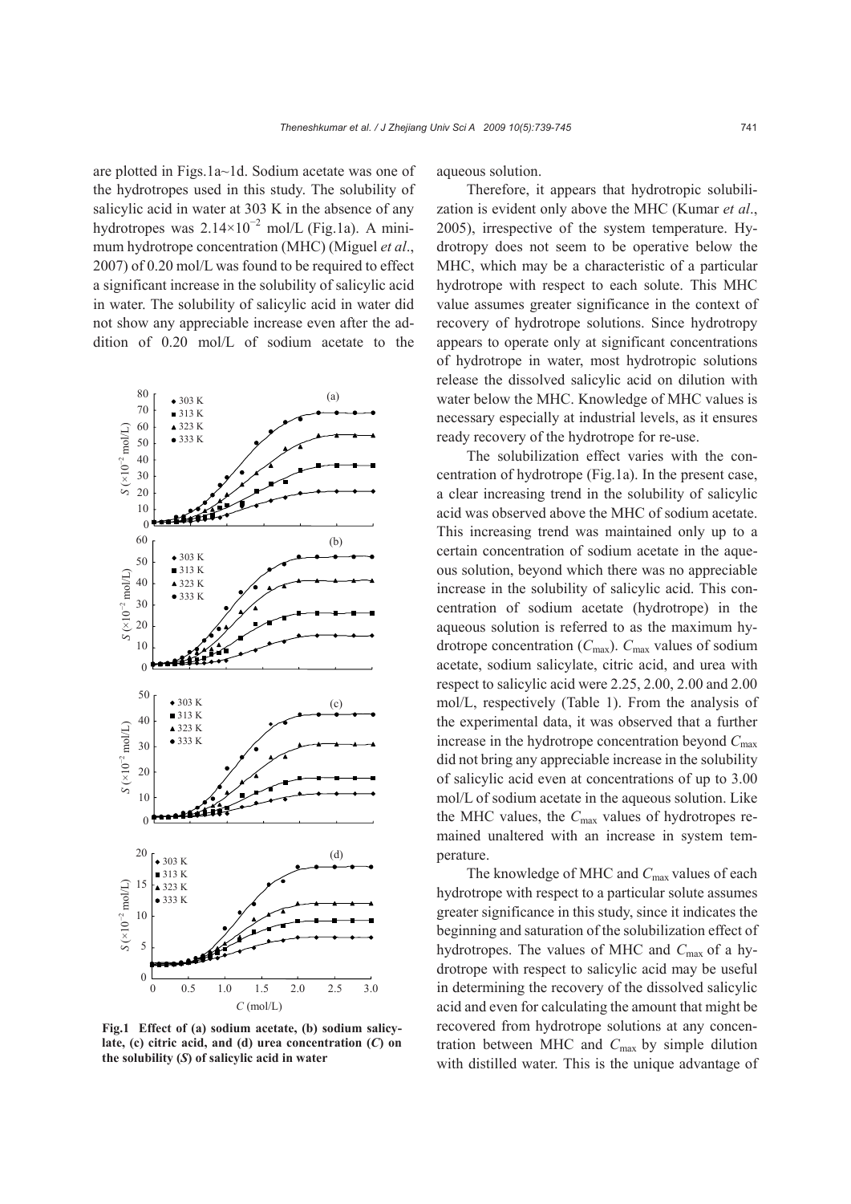are plotted in Figs.1a~1d. Sodium acetate was one of the hydrotropes used in this study. The solubility of salicylic acid in water at 303 K in the absence of any hydrotropes was $2.14\times10^{-2}$ mol/L (Fig.1a). A minimum hydrotrope concentration (MHC) (Miguel *et al*., 2007) of 0.20 mol/L was found to be required to effect a significant increase in the solubility of salicylic acid in water. The solubility of salicylic acid in water did not show any appreciable increase even after the addition of 0.20 mol/L of sodium acetate to the aqueous solution.

**Fig.1 Effect of (a) sodium acetate, (b) sodium salicylate, (c) citric acid, and (d) urea concentration (*C*) on the solubility (*S*) of salicylic acid in water**

Therefore, it appears that hydrotropic solubilization is evident only above the MHC (Kumar *et al*., 2005), irrespective of the system temperature. Hydrotropy does not seem to be operative below the MHC, which may be a characteristic of a particular hydrotrope with respect to each solute. This MHC value assumes greater significance in the context of recovery of hydrotrope solutions. Since hydrotropy appears to operate only at significant concentrations of hydrotrope in water, most hydrotropic solutions release the dissolved salicylic acid on dilution with water below the MHC. Knowledge of MHC values is necessary especially at industrial levels, as it ensures ready recovery of the hydrotrope for re-use.

The solubilization effect varies with the concentration of hydrotrope (Fig.1a). In the present case, a clear increasing trend in the solubility of salicylic acid was observed above the MHC of sodium acetate. This increasing trend was maintained only up to a certain concentration of sodium acetate in the aqueous solution, beyond which there was no appreciable increase in the solubility of salicylic acid. This concentration of sodium acetate (hydrotrope) in the aqueous solution is referred to as the maximum hydrotrope concentration ($C_{max}$). $C_{max}$ values of sodium acetate, sodium salicylate, citric acid, and urea with respect to salicylic acid were 2.25, 2.00, 2.00 and 2.00 mol/L, respectively (Table 1). From the analysis of the experimental data, it was observed that a further increase in the hydrotrope concentration beyond $C_{max}$ did not bring any appreciable increase in the solubility of salicylic acid even at concentrations of up to 3.00 mol/L of sodium acetate in the aqueous solution. Like the MHC values, the $C_{max}$ values of hydrotropes remained unaltered with an increase in system temperature.

The knowledge of MHC and $C_{max}$ values of each hydrotrope with respect to a particular solute assumes greater significance in this study, since it indicates the beginning and saturation of the solubilization effect of hydrotropes. The values of MHC and $C_{max}$ of a hydrotrope with respect to salicylic acid may be useful in determining the recovery of the dissolved salicylic acid and even for calculating the amount that might be recovered from hydrotrope solutions at any concentration between MHC and $C_{max}$ by simple dilution with distilled water. This is the unique advantage of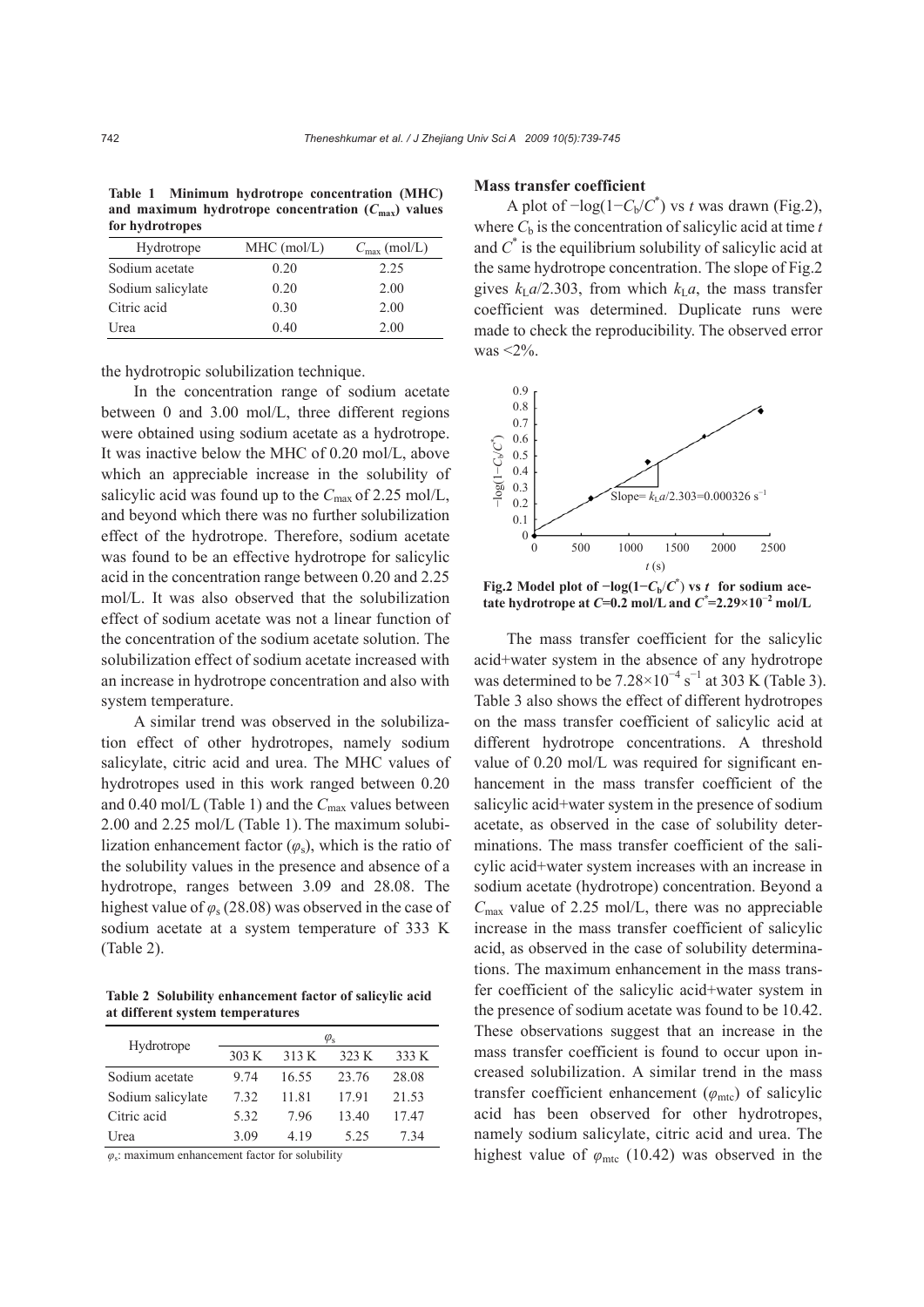**Table 1 Minimum hydrotrope concentration (MHC) and maximum hydrotrope concentration ($C_{max}$) values for hydrotropes**

| Hydrotrope | MHC (mol/L) | $C_{max}$ (mol/L) |
|---|---|---|
| Sodium acetate | 0.20 | 2.25 |
| Sodium salicylate | 0.20 | 2.00 |
| Citric acid | 0.30 | 2.00 |
| Urea | 0.40 | 2.00 |

the hydrotropic solubilization technique.

In the concentration range of sodium acetate between 0 and 3.00 mol/L, three different regions were obtained using sodium acetate as a hydrotrope. It was inactive below the MHC of 0.20 mol/L, above which an appreciable increase in the solubility of salicylic acid was found up to the $C_{max}$ of 2.25 mol/L, and beyond which there was no further solubilization effect of the hydrotrope. Therefore, sodium acetate was found to be an effective hydrotrope for salicylic acid in the concentration range between 0.20 and 2.25 mol/L. It was also observed that the solubilization effect of sodium acetate was not a linear function of the concentration of the sodium acetate solution. The solubilization effect of sodium acetate increased with an increase in hydrotrope concentration and also with system temperature.

A similar trend was observed in the solubilization effect of other hydrotropes, namely sodium salicylate, citric acid and urea. The MHC values of hydrotropes used in this work ranged between 0.20 and 0.40 mol/L (Table 1) and the $C_{max}$ values between 2.00 and 2.25 mol/L (Table 1). The maximum solubilization enhancement factor ($\varphi_s$), which is the ratio of the solubility values in the presence and absence of a hydrotrope, ranges between 3.09 and 28.08. The highest value of $\varphi_s$ (28.08) was observed in the case of sodium acetate at a system temperature of 333 K (Table 2).

**Table 2 Solubility enhancement factor of salicylic acid at different system temperatures**

| Hydrotrope | $\varphi_s$ | | | |
|---|---|---|---|---|
| | 303 K | 313 K | 323 K | 333 K |
| Sodium acetate | 9.74 | 16.55 | 23.76 | 28.08 |
| Sodium salicylate | 7.32 | 11.81 | 17.91 | 21.53 |
| Citric acid | 5.32 | 7.96 | 13.40 | 17.47 |
| Urea | 3.09 | 4.19 | 5.25 | 7.34 |

$\varphi_s$: maximum enhancement factor for solubility

### Mass transfer coefficient

A plot of $-\log(1-C_b/C^*)$ vs $t$ was drawn (Fig.2), where $C_b$ is the concentration of salicylic acid at time $t$ and $C^*$ is the equilibrium solubility of salicylic acid at the same hydrotrope concentration. The slope of Fig.2 gives $k_La/2.303$, from which $k_La$, the mass transfer coefficient was determined. Duplicate runs were made to check the reproducibility. The observed error was <2%.

**Fig.2 Model plot of $-\log(1-C_b/C^*)$ vs $t$ for sodium acetate hydrotrope at $C$=0.2 mol/L and $C^*$=2.29×10$^{-2}$ mol/L**

The mass transfer coefficient for the salicylic acid+water system in the absence of any hydrotrope was determined to be $7.28\times10^{-4}$ s$^{-1}$ at 303 K (Table 3). Table 3 also shows the effect of different hydrotropes on the mass transfer coefficient of salicylic acid at different hydrotrope concentrations. A threshold value of 0.20 mol/L was required for significant enhancement in the mass transfer coefficient of the salicylic acid+water system in the presence of sodium acetate, as observed in the case of solubility determinations. The mass transfer coefficient of the salicylic acid+water system increases with an increase in sodium acetate (hydrotrope) concentration. Beyond a $C_{max}$ value of 2.25 mol/L, there was no appreciable increase in the mass transfer coefficient of salicylic acid, as observed in the case of solubility determinations. The maximum enhancement in the mass transfer coefficient of the salicylic acid+water system in the presence of sodium acetate was found to be 10.42. These observations suggest that an increase in the mass transfer coefficient is found to occur upon increased solubilization. A similar trend in the mass transfer coefficient enhancement ($\varphi_{mtc}$) of salicylic acid has been observed for other hydrotropes, namely sodium salicylate, citric acid and urea. The highest value of $\varphi_{mtc}$ (10.42) was observed in the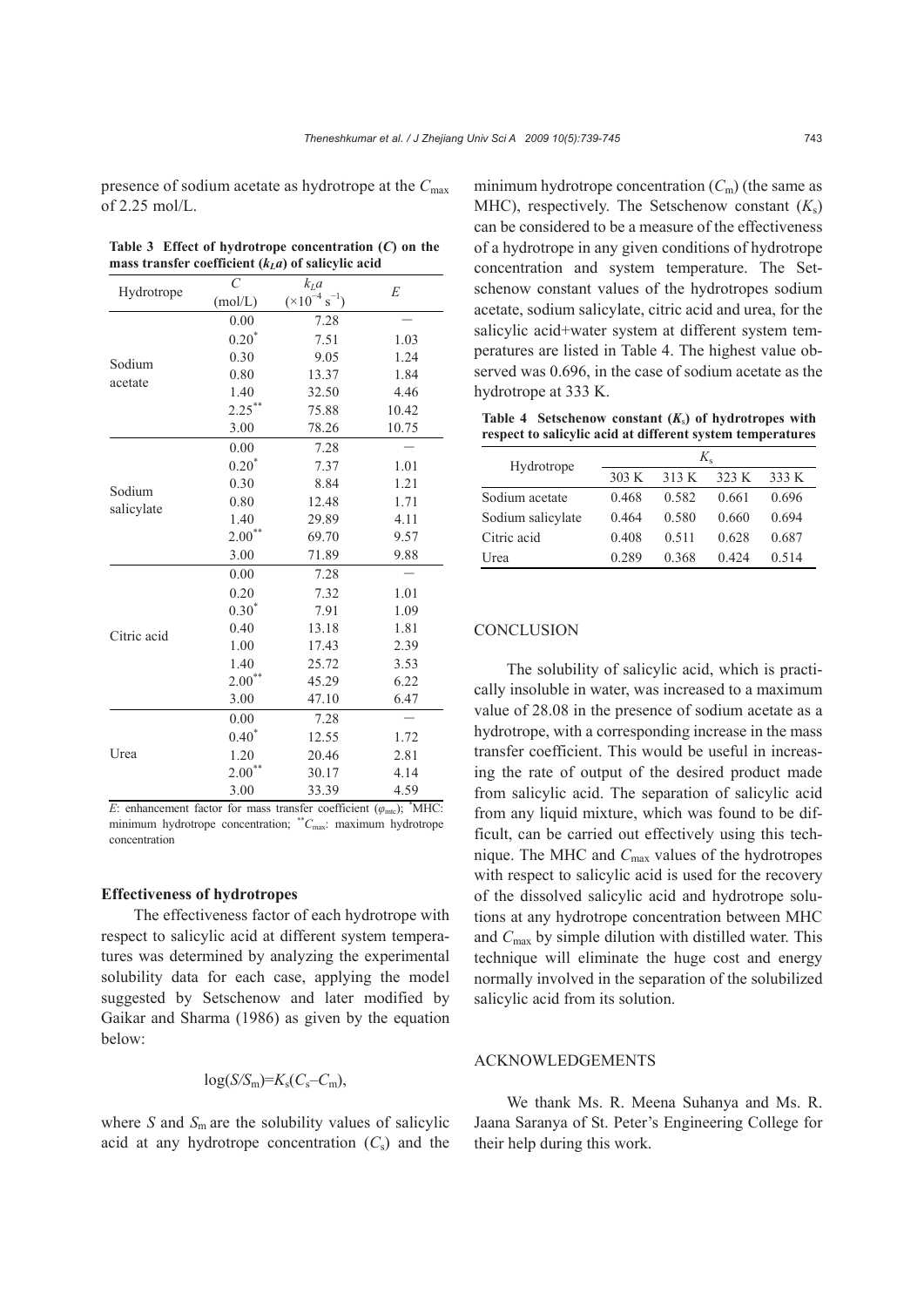presence of sodium acetate as hydrotrope at the $C_{max}$ of 2.25 mol/L.

**Table 3 Effect of hydrotrope concentration ($C$) on the mass transfer coefficient ($k_La$) of salicylic acid**

| Hydrotrope | $C$ (mol/L) | $k_La$ ($\times10^{-4}$ s$^{-1}$) | $E$ |
|---|---|---|---|
| Sodium acetate | 0.00 | 7.28 | – |
| | 0.20* | 7.51 | 1.03 |
| | 0.30 | 9.05 | 1.24 |
| | 0.80 | 13.37 | 1.84 |
| | 1.40 | 32.50 | 4.46 |
| | 2.25** | 75.88 | 10.42 |
| | 3.00 | 78.26 | 10.75 |
| Sodium salicylate | 0.00 | 7.28 | – |
| | 0.20* | 7.37 | 1.01 |
| | 0.30 | 8.84 | 1.21 |
| | 0.80 | 12.48 | 1.71 |
| | 1.40 | 29.89 | 4.11 |
| | 2.00** | 69.70 | 9.57 |
| | 3.00 | 71.89 | 9.88 |
| Citric acid | 0.00 | 7.28 | – |
| | 0.20 | 7.32 | 1.01 |
| | 0.30* | 7.91 | 1.09 |
| | 0.40 | 13.18 | 1.81 |
| | 1.00 | 17.43 | 2.39 |
| | 1.40 | 25.72 | 3.53 |
| | 2.00** | 45.29 | 6.22 |
| | 3.00 | 47.10 | 6.47 |
| Urea | 0.00 | 7.28 | – |
| | 0.40* | 12.55 | 1.72 |
| | 1.20 | 20.46 | 2.81 |
| | 2.00** | 30.17 | 4.14 |
| | 3.00 | 33.39 | 4.59 |

$E$: enhancement factor for mass transfer coefficient ($\varphi_{mtc}$); *MHC: minimum hydrotrope concentration; **$C_{max}$: maximum hydrotrope concentration

### Effectiveness of hydrotropes

The effectiveness factor of each hydrotrope with respect to salicylic acid at different system temperatures was determined by analyzing the experimental solubility data for each case, applying the model suggested by Setschenow and later modified by Gaikar and Sharma (1986) as given by the equation below:

$$\log(S/S_m)=K_s(C_s-C_m),$$

where $S$ and $S_m$ are the solubility values of salicylic acid at any hydrotrope concentration ($C_s$) and the minimum hydrotrope concentration ($C_m$) (the same as MHC), respectively. The Setschenow constant ($K_s$) can be considered to be a measure of the effectiveness of a hydrotrope in any given conditions of hydrotrope concentration and system temperature. The Setschenow constant values of the hydrotropes sodium acetate, sodium salicylate, citric acid and urea, for the salicylic acid+water system at different system temperatures are listed in Table 4. The highest value observed was 0.696, in the case of sodium acetate as the hydrotrope at 333 K.

**Table 4 Setschenow constant ($K_s$) of hydrotropes with respect to salicylic acid at different system temperatures**

| Hydrotrope | $K_s$ | | | |
|---|---|---|---|---|
| | 303 K | 313 K | 323 K | 333 K |
| Sodium acetate | 0.468 | 0.582 | 0.661 | 0.696 |
| Sodium salicylate | 0.464 | 0.580 | 0.660 | 0.694 |
| Citric acid | 0.408 | 0.511 | 0.628 | 0.687 |
| Urea | 0.289 | 0.368 | 0.424 | 0.514 |

## CONCLUSION

The solubility of salicylic acid, which is practically insoluble in water, was increased to a maximum value of 28.08 in the presence of sodium acetate as a hydrotrope, with a corresponding increase in the mass transfer coefficient. This would be useful in increasing the rate of output of the desired product made from salicylic acid. The separation of salicylic acid from any liquid mixture, which was found to be difficult, can be carried out effectively using this technique. The MHC and $C_{max}$ values of the hydrotropes with respect to salicylic acid is used for the recovery of the dissolved salicylic acid and hydrotrope solutions at any hydrotrope concentration between MHC and $C_{max}$ by simple dilution with distilled water. This technique will eliminate the huge cost and energy normally involved in the separation of the solubilized salicylic acid from its solution.

## ACKNOWLEDGEMENTS

We thank Ms. R. Meena Suhanya and Ms. R. Jaana Saranya of St. Peter's Engineering College for their help during this work.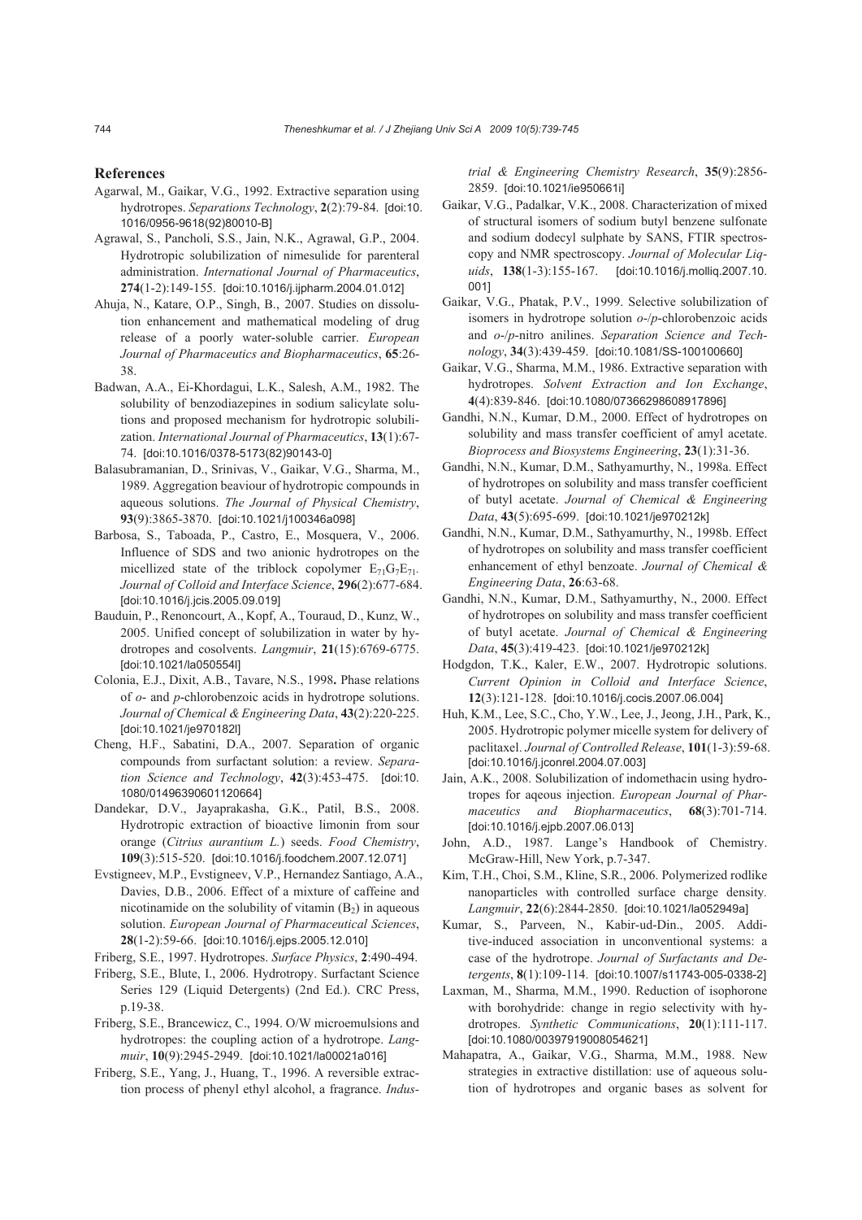## References

Agarwal, M., Gaikar, V.G., 1992. Extractive separation using hydrotropes. *Separations Technology*, **2**(2):79-84. [doi:10.1016/0956-9618(92)80010-B]

Agrawal, S., Pancholi, S.S., Jain, N.K., Agrawal, G.P., 2004. Hydrotropic solubilization of nimesulide for parenteral administration. *International Journal of Pharmaceutics*, **274**(1-2):149-155. [doi:10.1016/j.ijpharm.2004.01.012]

Ahuja, N., Katare, O.P., Singh, B., 2007. Studies on dissolution enhancement and mathematical modeling of drug release of a poorly water-soluble carrier. *European Journal of Pharmaceutics and Biopharmaceutics*, **65**:26-38.

Badwan, A.A., Ei-Khordagui, L.K., Salesh, A.M., 1982. The solubility of benzodiazepines in sodium salicylate solutions and proposed mechanism for hydrotropic solubilization. *International Journal of Pharmaceutics*, **13**(1):67-74. [doi:10.1016/0378-5173(82)90143-0]

Balasubramanian, D., Srinivas, V., Gaikar, V.G., Sharma, M., 1989. Aggregation beaviour of hydrotropic compounds in aqueous solutions. *The Journal of Physical Chemistry*, **93**(9):3865-3870. [doi:10.1021/j100346a098]

Barbosa, S., Taboada, P., Castro, E., Mosquera, V., 2006. Influence of SDS and two anionic hydrotropes on the micellized state of the triblock copolymer $E_{71}G_7E_{71}$. *Journal of Colloid and Interface Science*, **296**(2):677-684. [doi:10.1016/j.jcis.2005.09.019]

Bauduin, P., Renoncourt, A., Kopf, A., Touraud, D., Kunz, W., 2005. Unified concept of solubilization in water by hydrotropes and cosolvents. *Langmuir*, **21**(15):6769-6775. [doi:10.1021/la050554l]

Colonia, E.J., Dixit, A.B., Tavare, N.S., 1998**.** Phase relations of *o*- and *p*-chlorobenzoic acids in hydrotrope solutions. *Journal of Chemical & Engineering Data*, **43**(2):220-225. [doi:10.1021/je970182l]

Cheng, H.F., Sabatini, D.A., 2007. Separation of organic compounds from surfactant solution: a review. *Separation Science and Technology*, **42**(3):453-475. [doi:10.1080/01496390601120664]

Dandekar, D.V., Jayaprakasha, G.K., Patil, B.S., 2008. Hydrotropic extraction of bioactive limonin from sour orange (*Citrius aurantium L.*) seeds. *Food Chemistry*, **109**(3):515-520. [doi:10.1016/j.foodchem.2007.12.071]

Evstigneev, M.P., Evstigneev, V.P., Hernandez Santiago, A.A., Davies, D.B., 2006. Effect of a mixture of caffeine and nicotinamide on the solubility of vitamin ($B_2$) in aqueous solution. *European Journal of Pharmaceutical Sciences*, **28**(1-2):59-66. [doi:10.1016/j.ejps.2005.12.010]

Friberg, S.E., 1997. Hydrotropes. *Surface Physics*, **2**:490-494.

Friberg, S.E., Blute, I., 2006. Hydrotropy. Surfactant Science Series 129 (Liquid Detergents) (2nd Ed.). CRC Press, p.19-38.

Friberg, S.E., Brancewicz, C., 1994. O/W microemulsions and hydrotropes: the coupling action of a hydrotrope. *Langmuir*, **10**(9):2945-2949. [doi:10.1021/la00021a016]

Friberg, S.E., Yang, J., Huang, T., 1996. A reversible extraction process of phenyl ethyl alcohol, a fragrance. *Industrial & Engineering Chemistry Research*, **35**(9):2856-2859. [doi:10.1021/ie950661i]

Gaikar, V.G., Padalkar, V.K., 2008. Characterization of mixed of structural isomers of sodium butyl benzene sulfonate and sodium dodecyl sulphate by SANS, FTIR spectroscopy and NMR spectroscopy. *Journal of Molecular Liquids*, **138**(1-3):155-167. [doi:10.1016/j.molliq.2007.10.001]

Gaikar, V.G., Phatak, P.V., 1999. Selective solubilization of isomers in hydrotrope solution *o*-/*p*-chlorobenzoic acids and *o*-/*p*-nitro anilines. *Separation Science and Technology*, **34**(3):439-459. [doi:10.1081/SS-100100660]

Gaikar, V.G., Sharma, M.M., 1986. Extractive separation with hydrotropes. *Solvent Extraction and Ion Exchange*, **4**(4):839-846. [doi:10.1080/07366298608917896]

Gandhi, N.N., Kumar, D.M., 2000. Effect of hydrotropes on solubility and mass transfer coefficient of amyl acetate. *Bioprocess and Biosystems Engineering*, **23**(1):31-36.

Gandhi, N.N., Kumar, D.M., Sathyamurthy, N., 1998a. Effect of hydrotropes on solubility and mass transfer coefficient of butyl acetate. *Journal of Chemical & Engineering Data*, **43**(5):695-699. [doi:10.1021/je970212k]

Gandhi, N.N., Kumar, D.M., Sathyamurthy, N., 1998b. Effect of hydrotropes on solubility and mass transfer coefficient enhancement of ethyl benzoate. *Journal of Chemical & Engineering Data*, **26**:63-68.

Gandhi, N.N., Kumar, D.M., Sathyamurthy, N., 2000. Effect of hydrotropes on solubility and mass transfer coefficient of butyl acetate. *Journal of Chemical & Engineering Data*, **45**(3):419-423. [doi:10.1021/je970212k]

Hodgdon, T.K., Kaler, E.W., 2007. Hydrotropic solutions. *Current Opinion in Colloid and Interface Science*, **12**(3):121-128. [doi:10.1016/j.cocis.2007.06.004]

Huh, K.M., Lee, S.C., Cho, Y.W., Lee, J., Jeong, J.H., Park, K., 2005. Hydrotropic polymer micelle system for delivery of paclitaxel. *Journal of Controlled Release*, **101**(1-3):59-68. [doi:10.1016/j.jconrel.2004.07.003]

Jain, A.K., 2008. Solubilization of indomethacin using hydrotropes for aqeous injection. *European Journal of Pharmaceutics and Biopharmaceutics*, **68**(3):701-714. [doi:10.1016/j.ejpb.2007.06.013]

John, A.D., 1987. Lange's Handbook of Chemistry. McGraw-Hill, New York, p.7-347.

Kim, T.H., Choi, S.M., Kline, S.R., 2006. Polymerized rodlike nanoparticles with controlled surface charge density. *Langmuir*, **22**(6):2844-2850. [doi:10.1021/la052949a]

Kumar, S., Parveen, N., Kabir-ud-Din., 2005. Additive-induced association in unconventional systems: a case of the hydrotrope. *Journal of Surfactants and Detergents*, **8**(1):109-114. [doi:10.1007/s11743-005-0338-2]

Laxman, M., Sharma, M.M., 1990. Reduction of isophorone with borohydride: change in regio selectivity with hydrotropes. *Synthetic Communications*, **20**(1):111-117. [doi:10.1080/00397919008054621]

Mahapatra, A., Gaikar, V.G., Sharma, M.M., 1988. New strategies in extractive distillation: use of aqueous solution of hydrotropes and organic bases as solvent for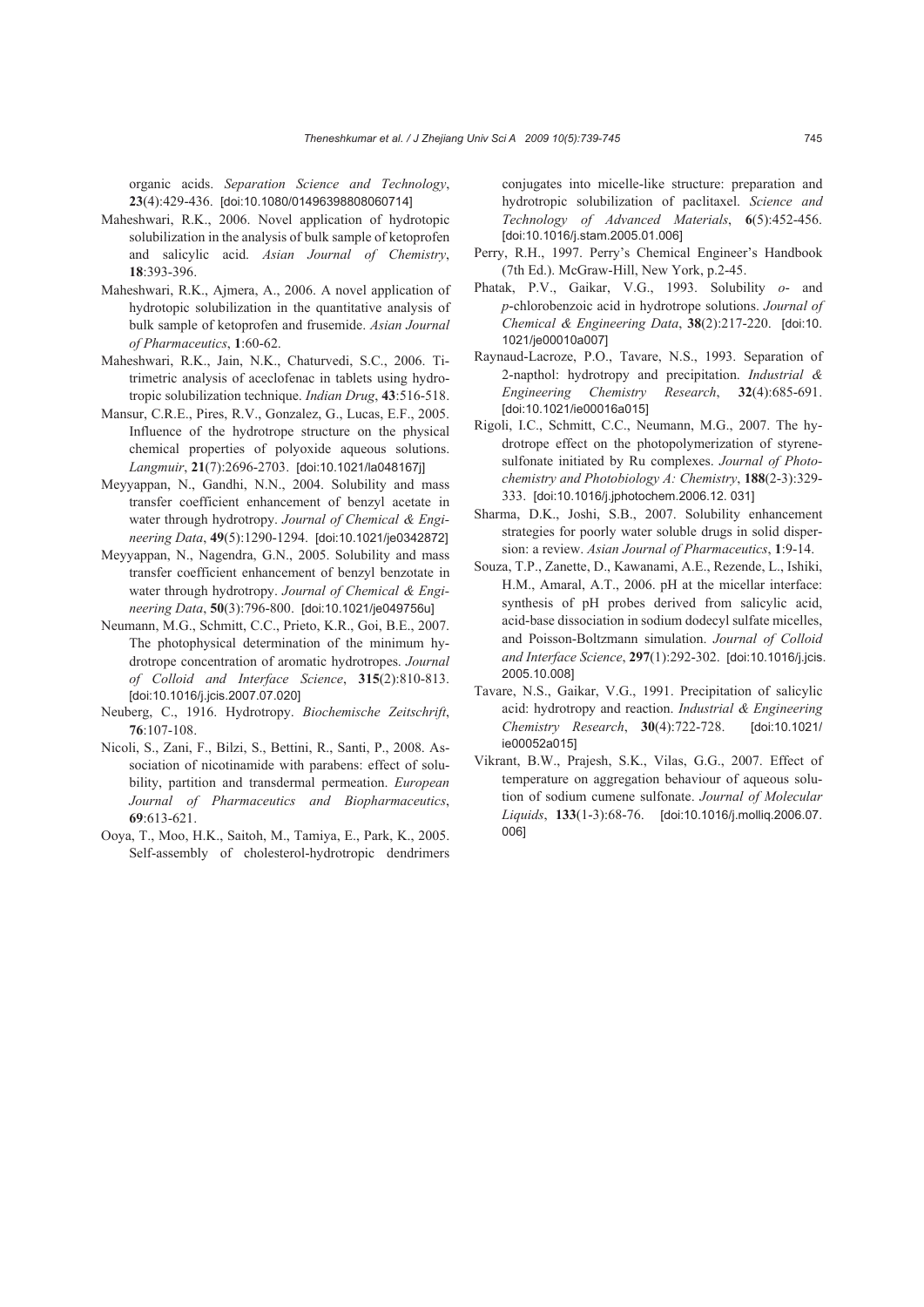organic acids. *Separation Science and Technology*, **23**(4):429-436. [doi:10.1080/01496398808060714]

Maheshwari, R.K., 2006. Novel application of hydrotopic solubilization in the analysis of bulk sample of ketoprofen and salicylic acid. *Asian Journal of Chemistry*, **18**:393-396.

Maheshwari, R.K., Ajmera, A., 2006. A novel application of hydrotopic solubilization in the quantitative analysis of bulk sample of ketoprofen and frusemide. *Asian Journal of Pharmaceutics*, **1**:60-62.

Maheshwari, R.K., Jain, N.K., Chaturvedi, S.C., 2006. Titrimetric analysis of aceclofenac in tablets using hydrotropic solubilization technique. *Indian Drug*, **43**:516-518.

Mansur, C.R.E., Pires, R.V., Gonzalez, G., Lucas, E.F., 2005. Influence of the hydrotrope structure on the physical chemical properties of polyoxide aqueous solutions. *Langmuir*, **21**(7):2696-2703. [doi:10.1021/la048167j]

Meyyappan, N., Gandhi, N.N., 2004. Solubility and mass transfer coefficient enhancement of benzyl acetate in water through hydrotropy. *Journal of Chemical & Engineering Data*, **49**(5):1290-1294. [doi:10.1021/je0342872]

Meyyappan, N., Nagendra, G.N., 2005. Solubility and mass transfer coefficient enhancement of benzyl benzotate in water through hydrotropy. *Journal of Chemical & Engineering Data*, **50**(3):796-800. [doi:10.1021/je049756u]

Neumann, M.G., Schmitt, C.C., Prieto, K.R., Goi, B.E., 2007. The photophysical determination of the minimum hydrotrope concentration of aromatic hydrotropes. *Journal of Colloid and Interface Science*, **315**(2):810-813. [doi:10.1016/j.jcis.2007.07.020]

Neuberg, C., 1916. Hydrotropy. *Biochemische Zeitschrift*, **76**:107-108.

Nicoli, S., Zani, F., Bilzi, S., Bettini, R., Santi, P., 2008. Association of nicotinamide with parabens: effect of solubility, partition and transdermal permeation. *European Journal of Pharmaceutics and Biopharmaceutics*, **69**:613-621.

Ooya, T., Moo, H.K., Saitoh, M., Tamiya, E., Park, K., 2005. Self-assembly of cholesterol-hydrotropic dendrimers conjugates into micelle-like structure: preparation and hydrotropic solubilization of paclitaxel. *Science and Technology of Advanced Materials*, **6**(5):452-456. [doi:10.1016/j.stam.2005.01.006]

Perry, R.H., 1997. Perry's Chemical Engineer's Handbook (7th Ed.). McGraw-Hill, New York, p.2-45.

Phatak, P.V., Gaikar, V.G., 1993. Solubility *o*- and *p*-chlorobenzoic acid in hydrotrope solutions. *Journal of Chemical & Engineering Data*, **38**(2):217-220. [doi:10.1021/je00010a007]

Raynaud-Lacroze, P.O., Tavare, N.S., 1993. Separation of 2-napthol: hydrotropy and precipitation. *Industrial & Engineering Chemistry Research*, **32**(4):685-691. [doi:10.1021/ie00016a015]

Rigoli, I.C., Schmitt, C.C., Neumann, M.G., 2007. The hydrotrope effect on the photopolymerization of styrenesulfonate initiated by Ru complexes. *Journal of Photochemistry and Photobiology A: Chemistry*, **188**(2-3):329-333. [doi:10.1016/j.jphotochem.2006.12. 031]

Sharma, D.K., Joshi, S.B., 2007. Solubility enhancement strategies for poorly water soluble drugs in solid dispersion: a review. *Asian Journal of Pharmaceutics*, **1**:9-14.

Souza, T.P., Zanette, D., Kawanami, A.E., Rezende, L., Ishiki, H.M., Amaral, A.T., 2006. pH at the micellar interface: synthesis of pH probes derived from salicylic acid, acid-base dissociation in sodium dodecyl sulfate micelles, and Poisson-Boltzmann simulation. *Journal of Colloid and Interface Science*, **297**(1):292-302. [doi:10.1016/j.jcis. 2005.10.008]

Tavare, N.S., Gaikar, V.G., 1991. Precipitation of salicylic acid: hydrotropy and reaction. *Industrial & Engineering Chemistry Research*, **30**(4):722-728. [doi:10.1021/ie00052a015]

Vikrant, B.W., Prajesh, S.K., Vilas, G.G., 2007. Effect of temperature on aggregation behaviour of aqueous solution of sodium cumene sulfonate. *Journal of Molecular Liquids*, **133**(1-3):68-76. [doi:10.1016/j.molliq.2006.07. 006]